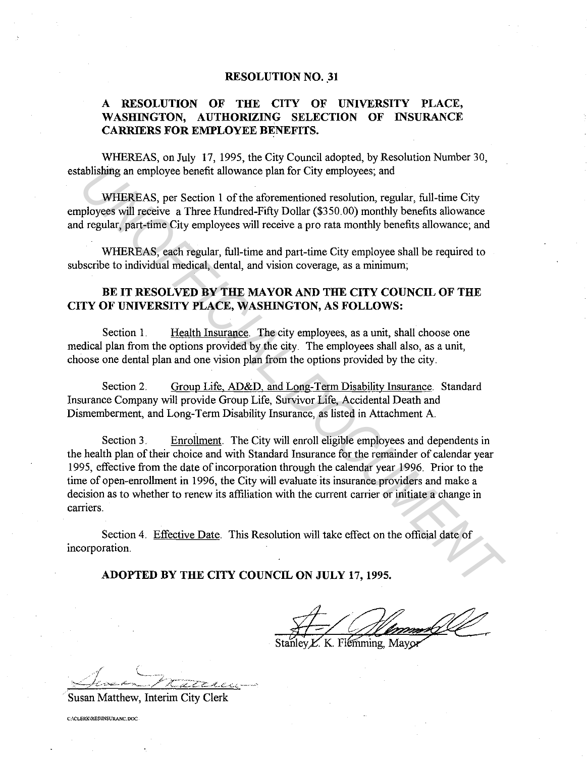# RESOLUTION NO. 31

## A RESOLUTION OF THE CITY OF UNIVERSITY PLACE, WASHINGTON, AUTHORIZING SELECTION OF INSURANCE CARRIERS FOR EMPLOYEE BENEFITS.

WHEREAS, on July 17, 1995, the City Council adopted, by Resolution Number 30, establishing an employee benefit allowance plan for City employees; and

WHEREAS, per Section 1 of the aforementioned resolution, regular, full-time City employees will receive a Three Hundred-Fifty Dollar ($350.00) monthly benefits allowance and regular, part-time City employees will receive a pro rata monthly benefits allowance; and

WHEREAS, each regular, full-time and part-time City employee shall be required to subscribe to individual medical, dental, and vision coverage, as a minimum;

**BE IT RESOLVED BY THE MAYOR AND THE CITY COUNCIL OF THE CITY OF UNIVERSITY PLACE, WASHINGTON, AS FOLLOWS:**

Section 1. Health Insurance. The city employees, as a unit, shall choose one medical plan from the options provided by the city. The employees shall also, as a unit, choose one dental plan and one vision plan from the options provided by the city.

Section 2. Group Life, AD&D, and Long-Term Disability Insurance. Standard Insurance Company will provide Group Life, Survivor Life, Accidental Death and Dismemberment, and Long-Term Disability Insurance, as listed in Attachment A.

Section 3. Enrollment. The City will enroll eligible employees and dependents in the health plan of their choice and with Standard Insurance for the remainder of calendar year 1995, effective from the date of incorporation through the calendar year 1996. Prior to the time of open-enrollment in 1996, the City will evaluate its insurance providers and make a decision as to whether to renew its affiliation with the current carrier or initiate a change in carriers.

Section 4. Effective Date. This Resolution will take effect on the official date of incorporation.

**ADOPTED BY THE CITY COUNCIL ON JULY 17, 1995.**

Stanley L. K. Flemming, Mayor

Susan Matthew, Interim City Clerk

C:\CLERK\RES\INSURANC.DOC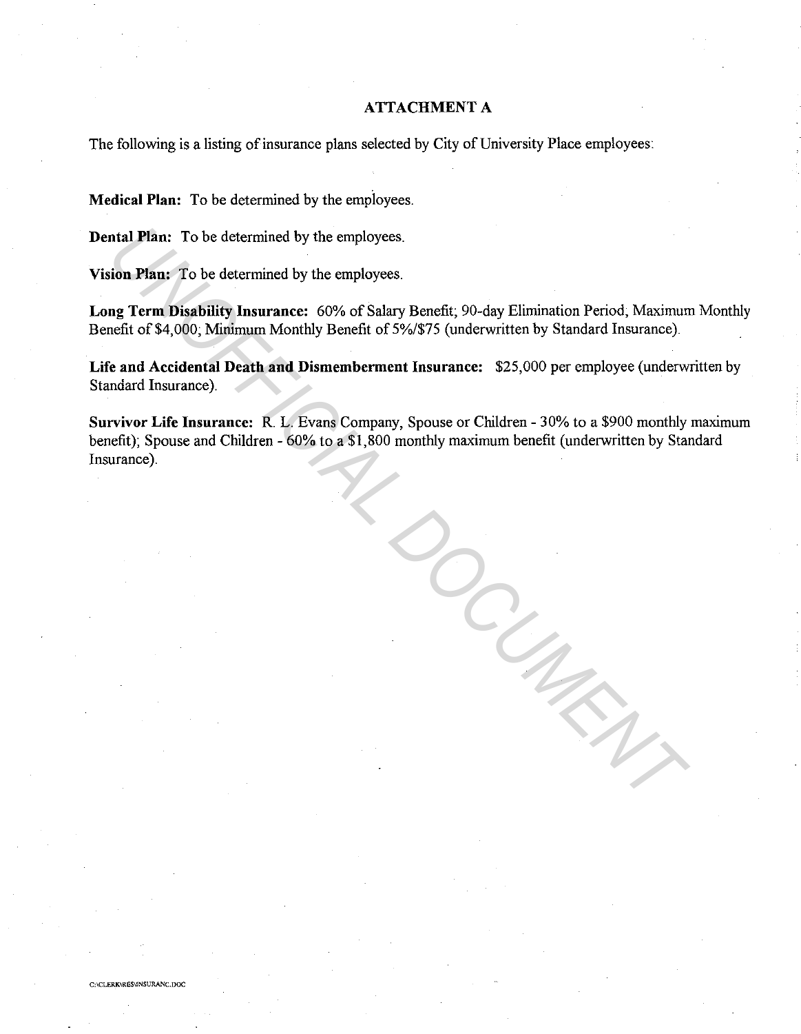## ATTACHMENT A

The following is a listing of insurance plans selected by City of University Place employees:

**Medical Plan:** To be determined by the employees.

**Dental Plan:** To be determined by the employees.

**Vision Plan:** To be determined by the employees.

**Long Term Disability Insurance:** 60% of Salary Benefit; 90-day Elimination Period; Maximum Monthly Benefit of $4,000; Minimum Monthly Benefit of 5%/$75 (underwritten by Standard Insurance).

**Life and Accidental Death and Dismemberment Insurance:** $25,000 per employee (underwritten by Standard Insurance).

**Survivor Life Insurance:** R. L. Evans Company, Spouse or Children - 30% to a $900 monthly maximum benefit); Spouse and Children - 60% to a $1,800 monthly maximum benefit (underwritten by Standard Insurance).

C:\CLERK\RES\INSURANC.DOC